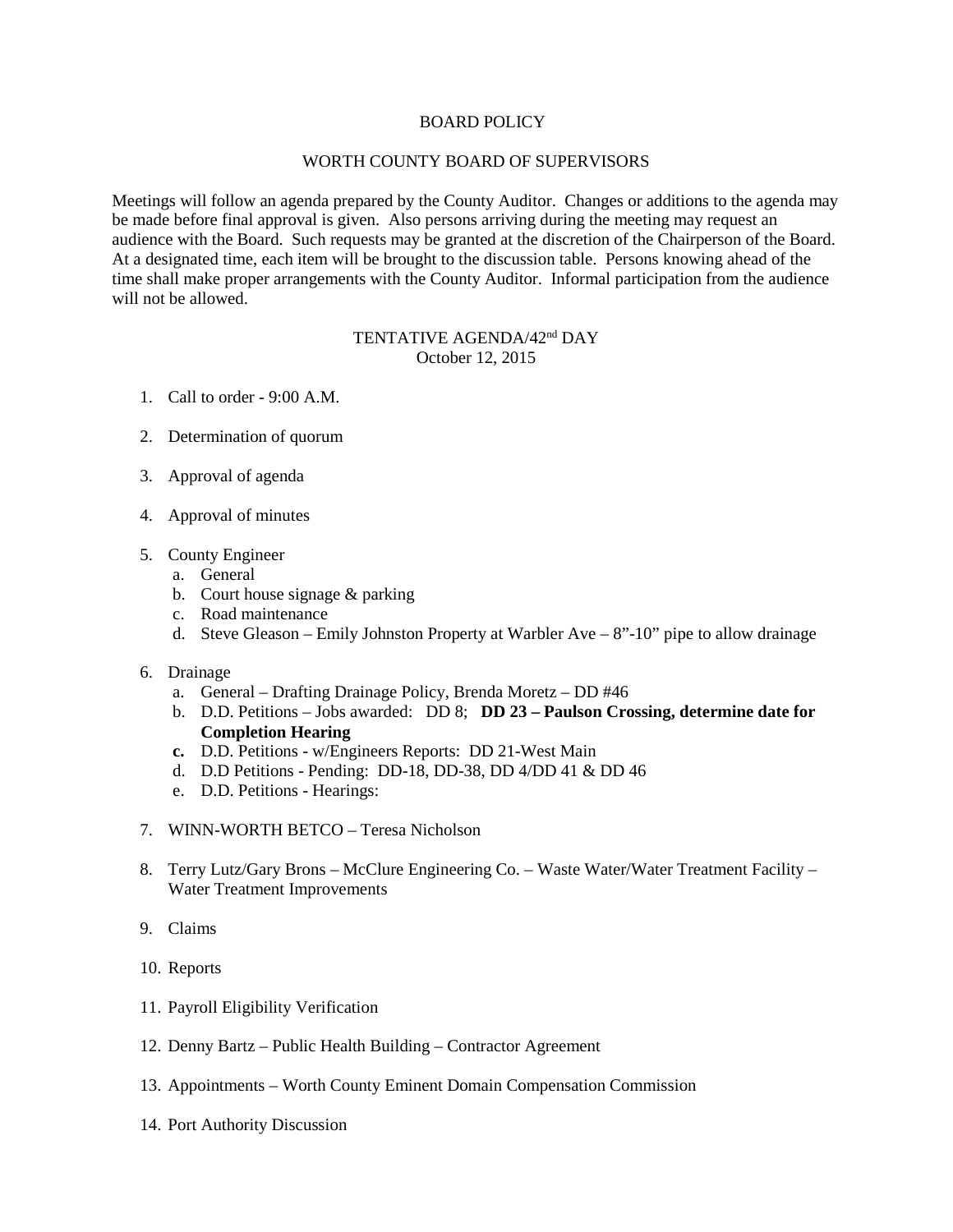# BOARD POLICY

## WORTH COUNTY BOARD OF SUPERVISORS

Meetings will follow an agenda prepared by the County Auditor. Changes or additions to the agenda may be made before final approval is given. Also persons arriving during the meeting may request an audience with the Board. Such requests may be granted at the discretion of the Chairperson of the Board. At a designated time, each item will be brought to the discussion table. Persons knowing ahead of the time shall make proper arrangements with the County Auditor. Informal participation from the audience will not be allowed.

## TENTATIVE AGENDA/42nd DAY

October 12, 2015

1. Call to order - 9:00 A.M.

2. Determination of quorum

3. Approval of agenda

4. Approval of minutes

5. County Engineer
   a. General
   b. Court house signage & parking
   c. Road maintenance
   d. Steve Gleason – Emily Johnston Property at Warbler Ave – 8”-10” pipe to allow drainage

6. Drainage
   a. General – Drafting Drainage Policy, Brenda Moretz – DD #46
   b. D.D. Petitions – Jobs awarded: DD 8; **DD 23 – Paulson Crossing, determine date for Completion Hearing**
   c. D.D. Petitions - w/Engineers Reports: DD 21-West Main
   d. D.D Petitions - Pending: DD-18, DD-38, DD 4/DD 41 & DD 46
   e. D.D. Petitions - Hearings:

7. WINN-WORTH BETCO – Teresa Nicholson

8. Terry Lutz/Gary Brons – McClure Engineering Co. – Waste Water/Water Treatment Facility – Water Treatment Improvements

9. Claims

10. Reports

11. Payroll Eligibility Verification

12. Denny Bartz – Public Health Building – Contractor Agreement

13. Appointments – Worth County Eminent Domain Compensation Commission

14. Port Authority Discussion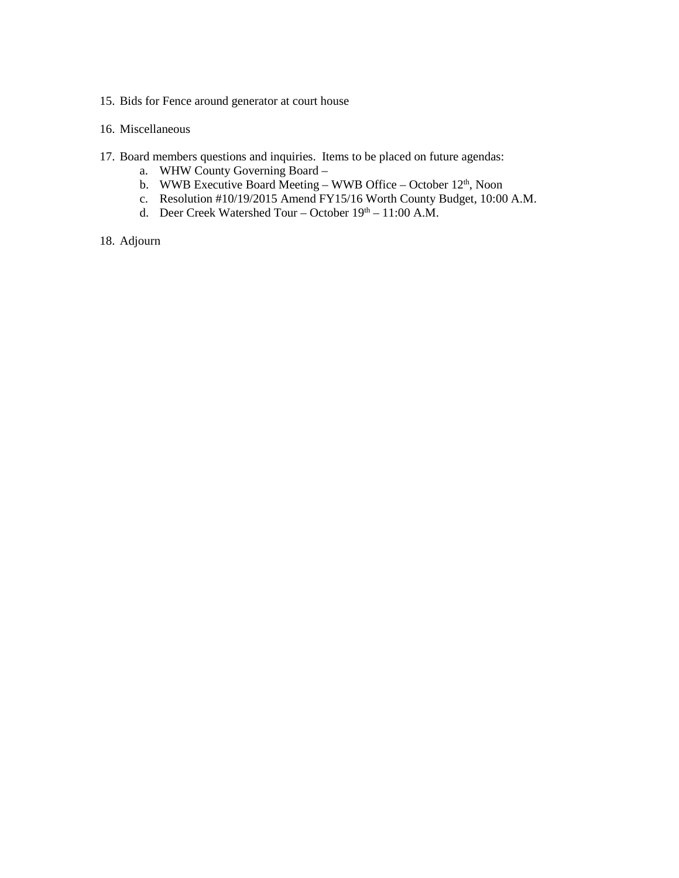15. Bids for Fence around generator at court house

16. Miscellaneous

17. Board members questions and inquiries. Items to be placed on future agendas:
    a. WHW County Governing Board –
    b. WWB Executive Board Meeting – WWB Office – October 12th, Noon
    c. Resolution #10/19/2015 Amend FY15/16 Worth County Budget, 10:00 A.M.
    d. Deer Creek Watershed Tour – October 19th – 11:00 A.M.

18. Adjourn